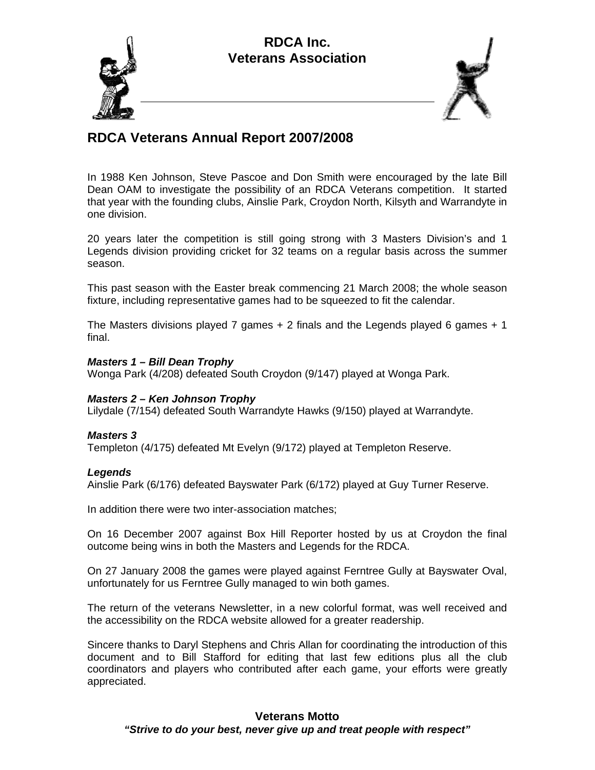# RDCA Inc.
# Veterans Association

## RDCA Veterans Annual Report 2007/2008

In 1988 Ken Johnson, Steve Pascoe and Don Smith were encouraged by the late Bill Dean OAM to investigate the possibility of an RDCA Veterans competition. It started that year with the founding clubs, Ainslie Park, Croydon North, Kilsyth and Warrandyte in one division.

20 years later the competition is still going strong with 3 Masters Division's and 1 Legends division providing cricket for 32 teams on a regular basis across the summer season.

This past season with the Easter break commencing 21 March 2008; the whole season fixture, including representative games had to be squeezed to fit the calendar.

The Masters divisions played 7 games + 2 finals and the Legends played 6 games + 1 final.

***Masters 1 – Bill Dean Trophy***
Wonga Park (4/208) defeated South Croydon (9/147) played at Wonga Park.

***Masters 2 – Ken Johnson Trophy***
Lilydale (7/154) defeated South Warrandyte Hawks (9/150) played at Warrandyte.

***Masters 3***
Templeton (4/175) defeated Mt Evelyn (9/172) played at Templeton Reserve.

***Legends***
Ainslie Park (6/176) defeated Bayswater Park (6/172) played at Guy Turner Reserve.

In addition there were two inter-association matches;

On 16 December 2007 against Box Hill Reporter hosted by us at Croydon the final outcome being wins in both the Masters and Legends for the RDCA.

On 27 January 2008 the games were played against Ferntree Gully at Bayswater Oval, unfortunately for us Ferntree Gully managed to win both games.

The return of the veterans Newsletter, in a new colorful format, was well received and the accessibility on the RDCA website allowed for a greater readership.

Sincere thanks to Daryl Stephens and Chris Allan for coordinating the introduction of this document and to Bill Stafford for editing that last few editions plus all the club coordinators and players who contributed after each game, your efforts were greatly appreciated.

**Veterans Motto**
***"Strive to do your best, never give up and treat people with respect"***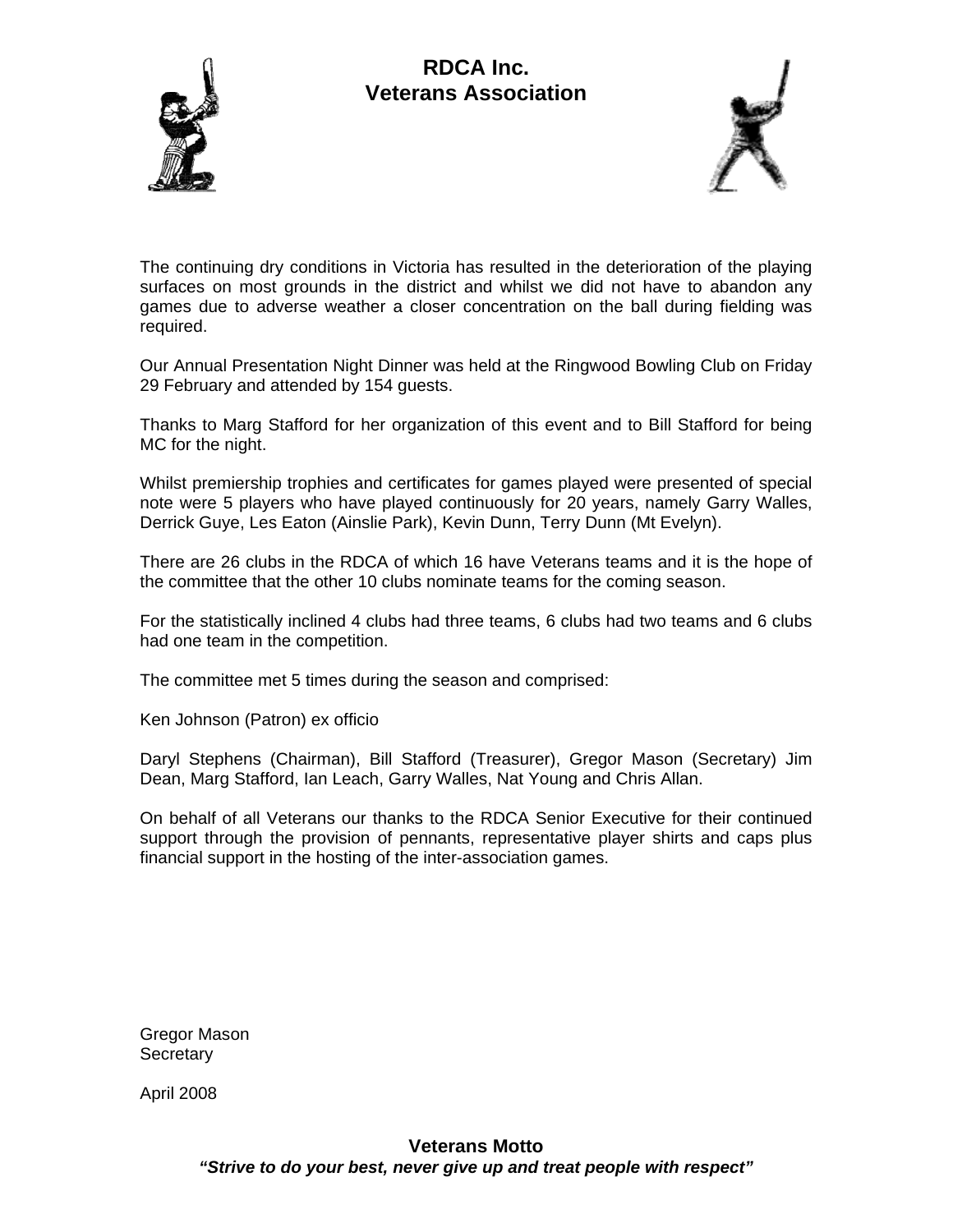# RDCA Inc.
# Veterans Association

The continuing dry conditions in Victoria has resulted in the deterioration of the playing surfaces on most grounds in the district and whilst we did not have to abandon any games due to adverse weather a closer concentration on the ball during fielding was required.

Our Annual Presentation Night Dinner was held at the Ringwood Bowling Club on Friday 29 February and attended by 154 guests.

Thanks to Marg Stafford for her organization of this event and to Bill Stafford for being MC for the night.

Whilst premiership trophies and certificates for games played were presented of special note were 5 players who have played continuously for 20 years, namely Garry Walles, Derrick Guye, Les Eaton (Ainslie Park), Kevin Dunn, Terry Dunn (Mt Evelyn).

There are 26 clubs in the RDCA of which 16 have Veterans teams and it is the hope of the committee that the other 10 clubs nominate teams for the coming season.

For the statistically inclined 4 clubs had three teams, 6 clubs had two teams and 6 clubs had one team in the competition.

The committee met 5 times during the season and comprised:

Ken Johnson (Patron) ex officio

Daryl Stephens (Chairman), Bill Stafford (Treasurer), Gregor Mason (Secretary) Jim Dean, Marg Stafford, Ian Leach, Garry Walles, Nat Young and Chris Allan.

On behalf of all Veterans our thanks to the RDCA Senior Executive for their continued support through the provision of pennants, representative player shirts and caps plus financial support in the hosting of the inter-association games.

Gregor Mason
Secretary

April 2008

**Veterans Motto**

***"Strive to do your best, never give up and treat people with respect"***